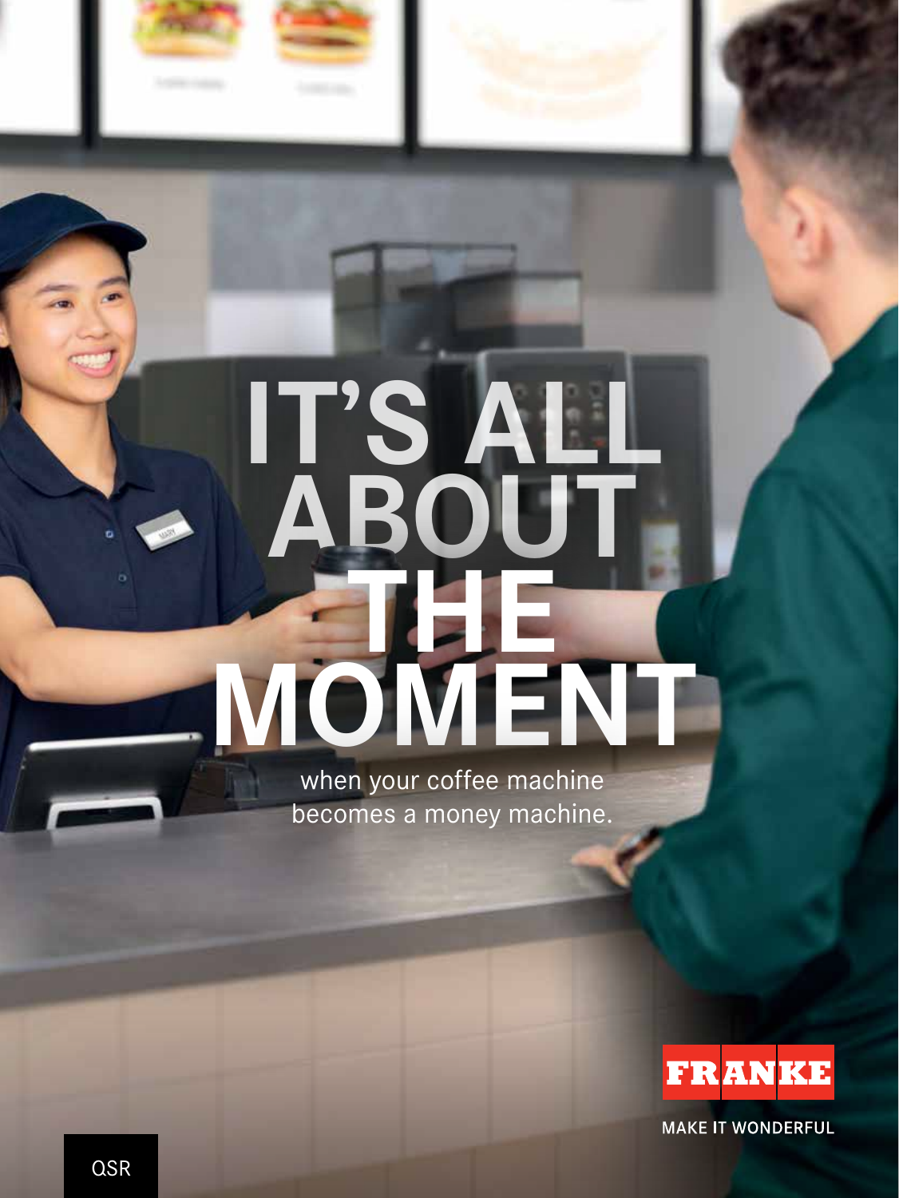# IT'S ALL ABOUT THE MOMENT

when your coffee machine becomes a money machine.

FRANKE

MAKE IT WONDERFUL

QSR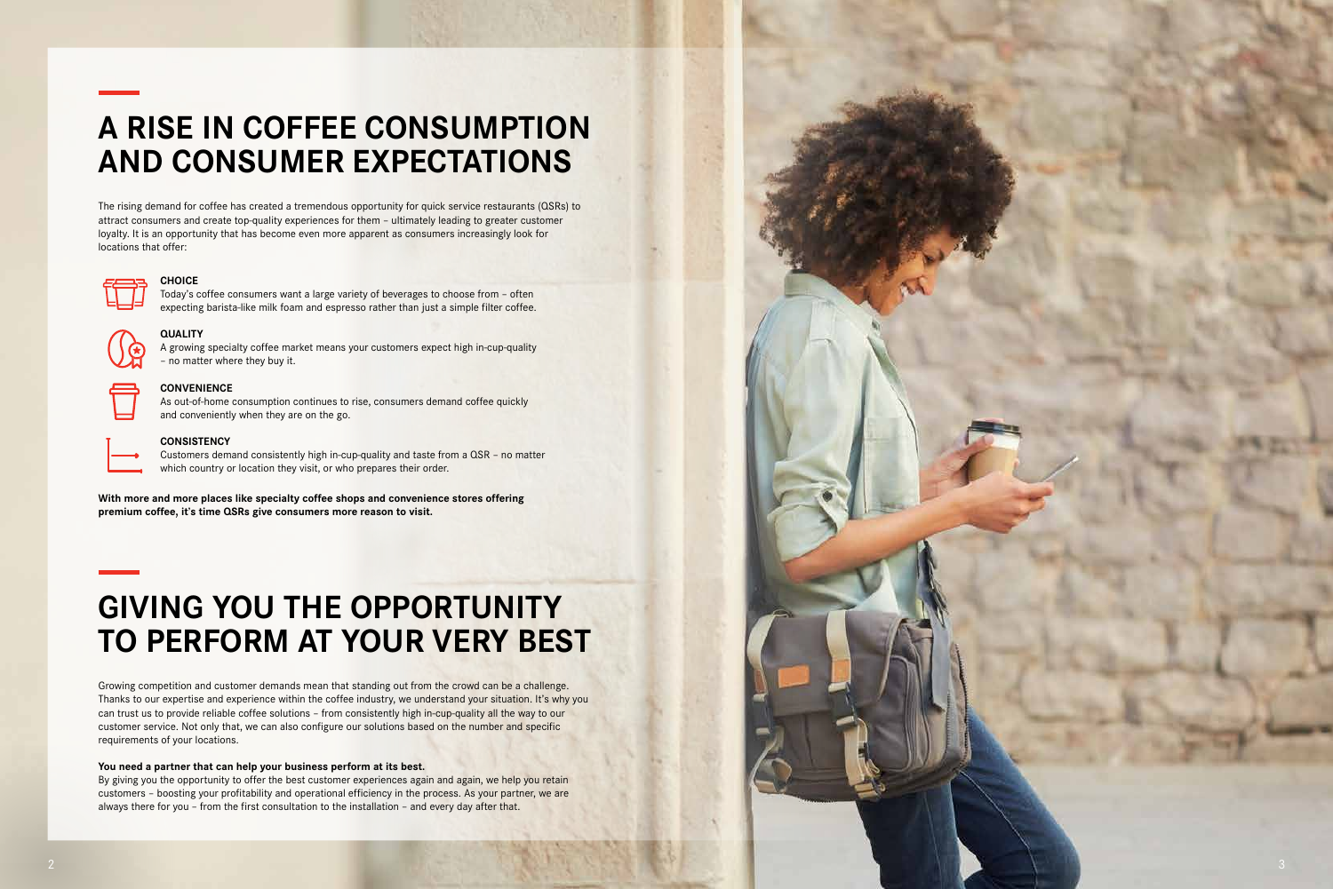# A RISE IN COFFEE CONSUMPTION AND CONSUMER EXPECTATIONS

The rising demand for coffee has created a tremendous opportunity for quick service restaurants (QSRs) to attract consumers and create top-quality experiences for them – ultimately leading to greater customer loyalty. It is an opportunity that has become even more apparent as consumers increasingly look for locations that offer:

**CHOICE**
Today's coffee consumers want a large variety of beverages to choose from – often expecting barista-like milk foam and espresso rather than just a simple filter coffee.

**QUALITY**
A growing specialty coffee market means your customers expect high in-cup-quality – no matter where they buy it.

**CONVENIENCE**
As out-of-home consumption continues to rise, consumers demand coffee quickly and conveniently when they are on the go.

**CONSISTENCY**
Customers demand consistently high in-cup-quality and taste from a QSR – no matter which country or location they visit, or who prepares their order.

**With more and more places like specialty coffee shops and convenience stores offering premium coffee, it's time QSRs give consumers more reason to visit.**

# GIVING YOU THE OPPORTUNITY TO PERFORM AT YOUR VERY BEST

Growing competition and customer demands mean that standing out from the crowd can be a challenge. Thanks to our expertise and experience within the coffee industry, we understand your situation. It's why you can trust us to provide reliable coffee solutions – from consistently high in-cup-quality all the way to our customer service. Not only that, we can also configure our solutions based on the number and specific requirements of your locations.

**You need a partner that can help your business perform at its best.**
By giving you the opportunity to offer the best customer experiences again and again, we help you retain customers – boosting your profitability and operational efficiency in the process. As your partner, we are always there for you – from the first consultation to the installation – and every day after that.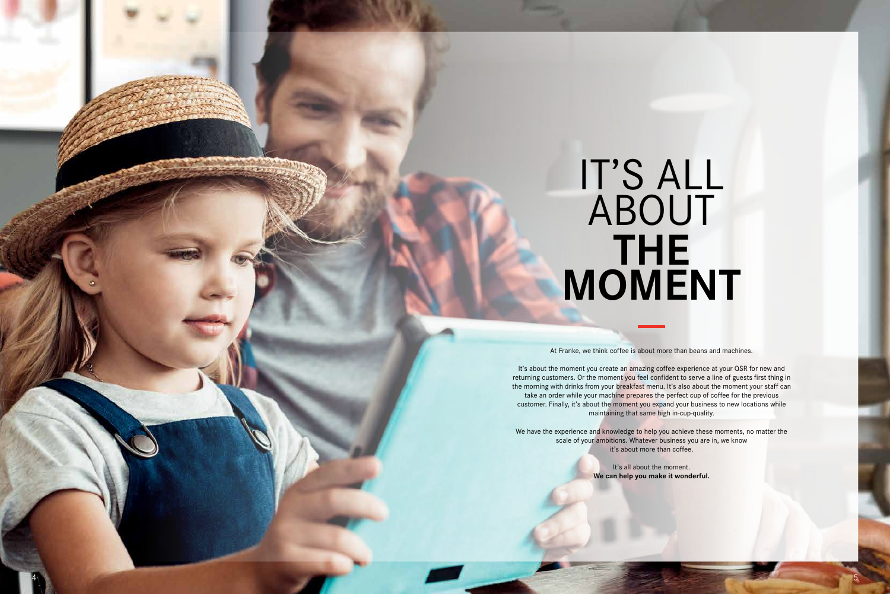# IT'S ALL ABOUT **THE MOMENT**

At Franke, we think coffee is about more than beans and machines.

It's about the moment you create an amazing coffee experience at your QSR for new and returning customers. Or the moment you feel confident to serve a line of guests first thing in the morning with drinks from your breakfast menu. It's also about the moment your staff can take an order while your machine prepares the perfect cup of coffee for the previous customer. Finally, it's about the moment you expand your business to new locations while maintaining that same high in-cup-quality.

We have the experience and knowledge to help you achieve these moments, no matter the scale of your ambitions. Whatever business you are in, we know it's about more than coffee.

It's all about the moment.
**We can help you make it wonderful.**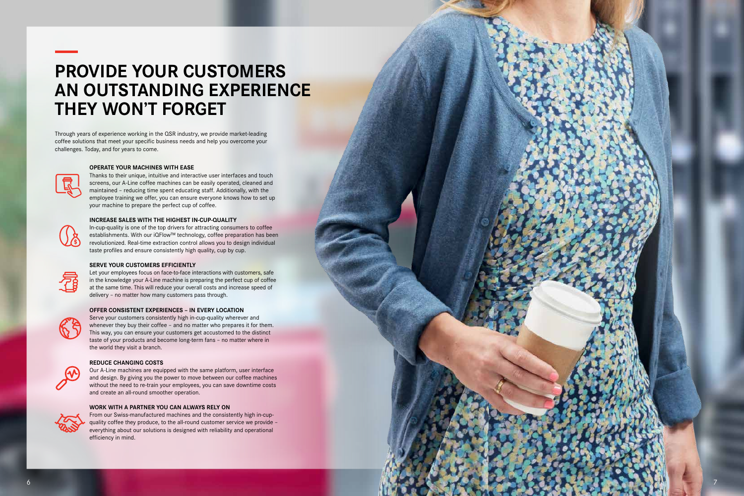# PROVIDE YOUR CUSTOMERS AN OUTSTANDING EXPERIENCE THEY WON'T FORGET

Through years of experience working in the QSR industry, we provide market-leading coffee solutions that meet your specific business needs and help you overcome your challenges. Today, and for years to come.

### OPERATE YOUR MACHINES WITH EASE

Thanks to their unique, intuitive and interactive user interfaces and touch screens, our A-Line coffee machines can be easily operated, cleaned and maintained – reducing time spent educating staff. Additionally, with the employee training we offer, you can ensure everyone knows how to set up your machine to prepare the perfect cup of coffee.

### INCREASE SALES WITH THE HIGHEST IN-CUP-QUALITY

In-cup-quality is one of the top drivers for attracting consumers to coffee establishments. With our iQFlow™ technology, coffee preparation has been revolutionized. Real-time extraction control allows you to design individual taste profiles and ensure consistently high quality, cup by cup.

### SERVE YOUR CUSTOMERS EFFICIENTLY

Let your employees focus on face-to-face interactions with customers, safe in the knowledge your A-Line machine is preparing the perfect cup of coffee at the same time. This will reduce your overall costs and increase speed of delivery – no matter how many customers pass through.

### OFFER CONSISTENT EXPERIENCES – IN EVERY LOCATION

Serve your customers consistently high in-cup-quality wherever and whenever they buy their coffee – and no matter who prepares it for them. This way, you can ensure your customers get accustomed to the distinct taste of your products and become long-term fans – no matter where in the world they visit a branch.

### REDUCE CHANGING COSTS

Our A-Line machines are equipped with the same platform, user interface and design. By giving you the power to move between our coffee machines without the need to re-train your employees, you can save downtime costs and create an all-round smoother operation.

### WORK WITH A PARTNER YOU CAN ALWAYS RELY ON

From our Swiss-manufactured machines and the consistently high in-cup-quality coffee they produce, to the all-round customer service we provide – everything about our solutions is designed with reliability and operational efficiency in mind.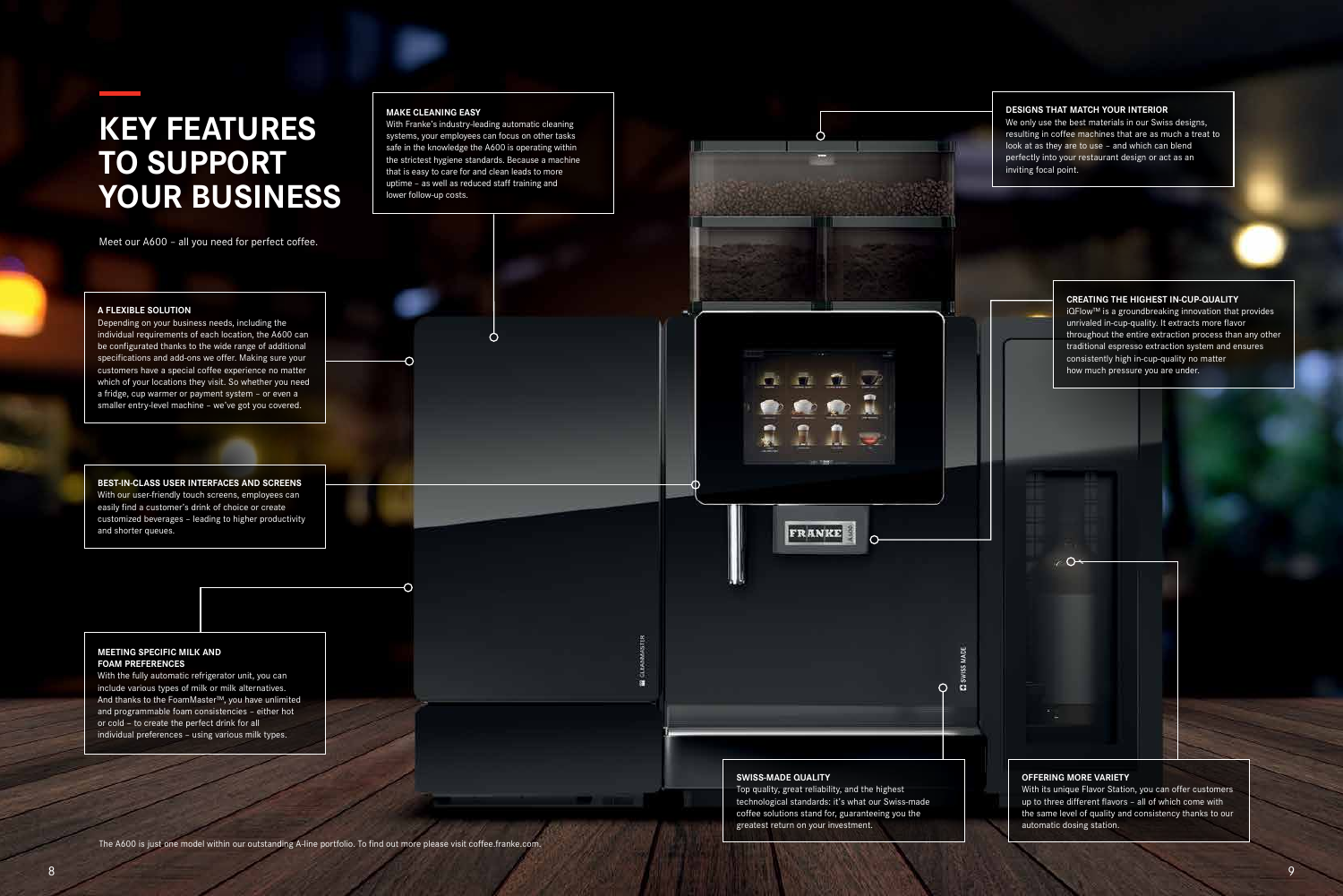# KEY FEATURES TO SUPPORT YOUR BUSINESS

Meet our A600 – all you need for perfect coffee.

### A FLEXIBLE SOLUTION

Depending on your business needs, including the individual requirements of each location, the A600 can be configurated thanks to the wide range of additional specifications and add-ons we offer. Making sure your customers have a special coffee experience no matter which of your locations they visit. So whether you need a fridge, cup warmer or payment system – or even a smaller entry-level machine – we've got you covered.

### BEST-IN-CLASS USER INTERFACES AND SCREENS

With our user-friendly touch screens, employees can easily find a customer's drink of choice or create customized beverages – leading to higher productivity and shorter queues.

### MEETING SPECIFIC MILK AND FOAM PREFERENCES

With the fully automatic refrigerator unit, you can include various types of milk or milk alternatives. And thanks to the FoamMaster™, you have unlimited and programmable foam consistencies – either hot or cold – to create the perfect drink for all individual preferences – using various milk types.

### MAKE CLEANING EASY

With Franke's industry-leading automatic cleaning systems, your employees can focus on other tasks safe in the knowledge the A600 is operating within the strictest hygiene standards. Because a machine that is easy to care for and clean leads to more uptime – as well as reduced staff training and lower follow-up costs.

### DESIGNS THAT MATCH YOUR INTERIOR

We only use the best materials in our Swiss designs, resulting in coffee machines that are as much a treat to look at as they are to use – and which can blend perfectly into your restaurant design or act as an inviting focal point.

### CREATING THE HIGHEST IN-CUP-QUALITY

iQFlow™ is a groundbreaking innovation that provides unrivaled in-cup-quality. It extracts more flavor throughout the entire extraction process than any other traditional espresso extraction system and ensures consistently high in-cup-quality no matter how much pressure you are under.

### SWISS-MADE QUALITY

Top quality, great reliability, and the highest technological standards: it's what our Swiss-made coffee solutions stand for, guaranteeing you the greatest return on your investment.

### OFFERING MORE VARIETY

With its unique Flavor Station, you can offer customers up to three different flavors – all of which come with the same level of quality and consistency thanks to our automatic dosing station.

The A600 is just one model within our outstanding A-line portfolio. To find out more please visit coffee.franke.com.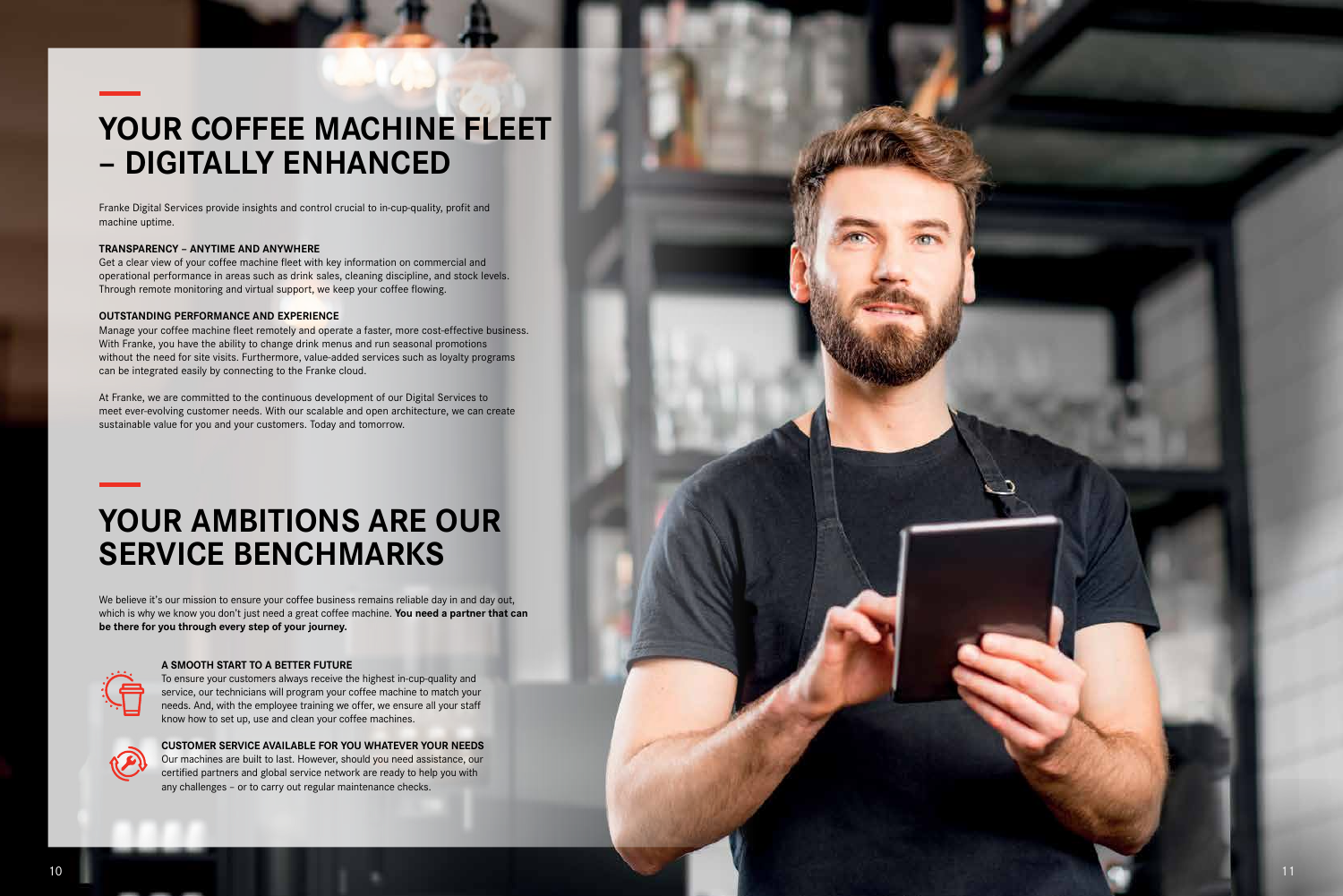# YOUR COFFEE MACHINE FLEET – DIGITALLY ENHANCED

Franke Digital Services provide insights and control crucial to in-cup-quality, profit and machine uptime.

**TRANSPARENCY – ANYTIME AND ANYWHERE**

Get a clear view of your coffee machine fleet with key information on commercial and operational performance in areas such as drink sales, cleaning discipline, and stock levels. Through remote monitoring and virtual support, we keep your coffee flowing.

**OUTSTANDING PERFORMANCE AND EXPERIENCE**

Manage your coffee machine fleet remotely and operate a faster, more cost-effective business. With Franke, you have the ability to change drink menus and run seasonal promotions without the need for site visits. Furthermore, value-added services such as loyalty programs can be integrated easily by connecting to the Franke cloud.

At Franke, we are committed to the continuous development of our Digital Services to meet ever-evolving customer needs. With our scalable and open architecture, we can create sustainable value for you and your customers. Today and tomorrow.

# YOUR AMBITIONS ARE OUR SERVICE BENCHMARKS

We believe it's our mission to ensure your coffee business remains reliable day in and day out, which is why we know you don't just need a great coffee machine. **You need a partner that can be there for you through every step of your journey.**

**A SMOOTH START TO A BETTER FUTURE**

To ensure your customers always receive the highest in-cup-quality and service, our technicians will program your coffee machine to match your needs. And, with the employee training we offer, we ensure all your staff know how to set up, use and clean your coffee machines.

**CUSTOMER SERVICE AVAILABLE FOR YOU WHATEVER YOUR NEEDS**

Our machines are built to last. However, should you need assistance, our certified partners and global service network are ready to help you with any challenges – or to carry out regular maintenance checks.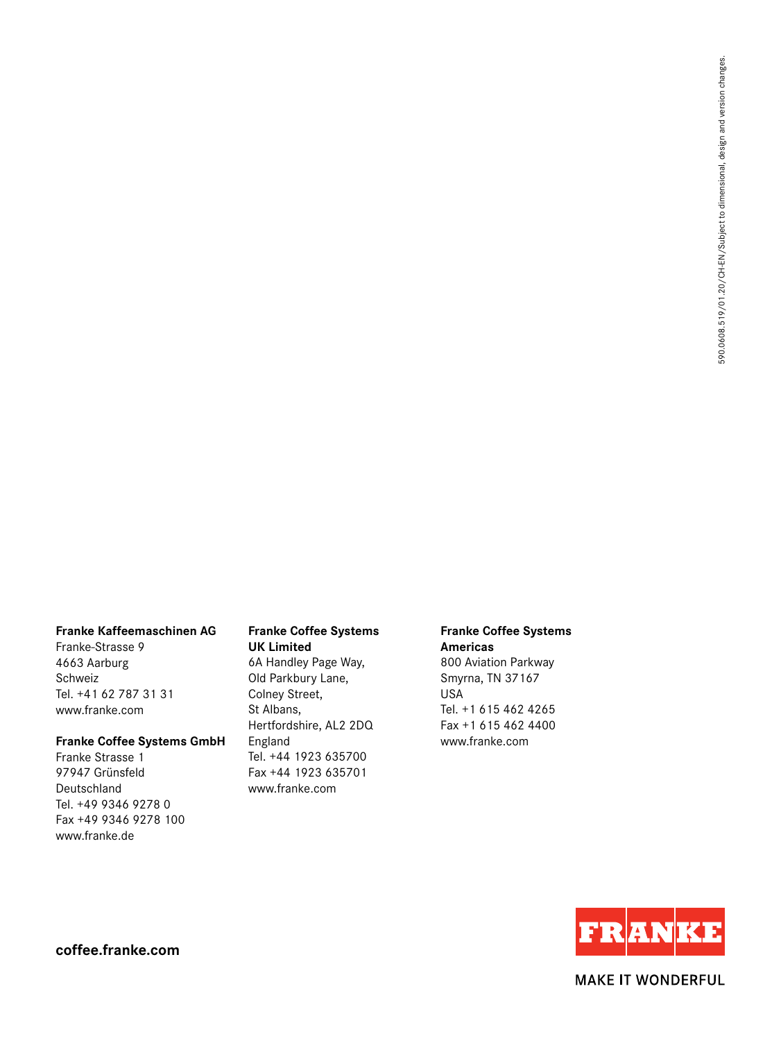590.0608.519/01.20/CH-EN/Subject to dimensional, design and version changes.

**Franke Kaffeemaschinen AG**
Franke-Strasse 9
4663 Aarburg
Schweiz
Tel. +41 62 787 31 31
www.franke.com

**Franke Coffee Systems GmbH**
Franke Strasse 1
97947 Grünsfeld
Deutschland
Tel. +49 9346 9278 0
Fax +49 9346 9278 100
www.franke.de

**Franke Coffee Systems UK Limited**
6A Handley Page Way,
Old Parkbury Lane,
Colney Street,
St Albans,
Hertfordshire, AL2 2DQ
England
Tel. +44 1923 635700
Fax +44 1923 635701
www.franke.com

**Franke Coffee Systems Americas**
800 Aviation Parkway
Smyrna, TN 37167
USA
Tel. +1 615 462 4265
Fax +1 615 462 4400
www.franke.com

**coffee.franke.com**

FRANKE

MAKE IT WONDERFUL